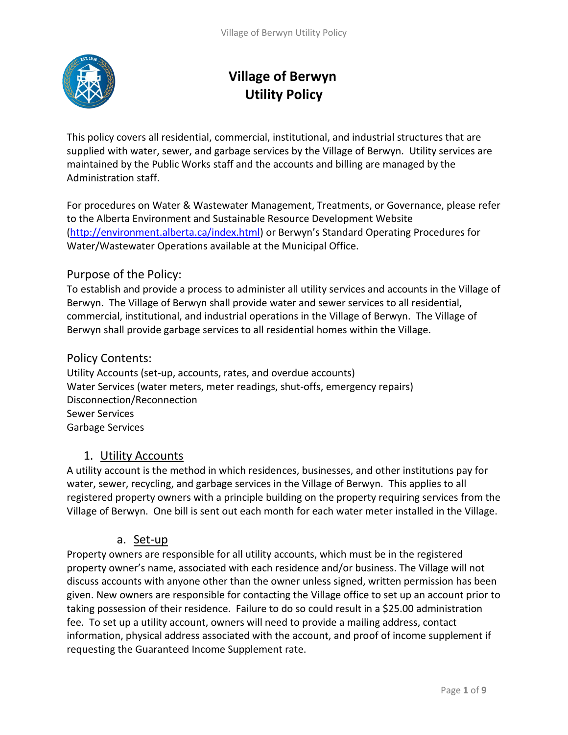# Village of Berwyn
# Utility Policy

This policy covers all residential, commercial, institutional, and industrial structures that are supplied with water, sewer, and garbage services by the Village of Berwyn. Utility services are maintained by the Public Works staff and the accounts and billing are managed by the Administration staff.

For procedures on Water & Wastewater Management, Treatments, or Governance, please refer to the Alberta Environment and Sustainable Resource Development Website (http://environment.alberta.ca/index.html) or Berwyn's Standard Operating Procedures for Water/Wastewater Operations available at the Municipal Office.

## Purpose of the Policy:

To establish and provide a process to administer all utility services and accounts in the Village of Berwyn. The Village of Berwyn shall provide water and sewer services to all residential, commercial, institutional, and industrial operations in the Village of Berwyn. The Village of Berwyn shall provide garbage services to all residential homes within the Village.

## Policy Contents:

Utility Accounts (set-up, accounts, rates, and overdue accounts)
Water Services (water meters, meter readings, shut-offs, emergency repairs)
Disconnection/Reconnection
Sewer Services
Garbage Services

## 1. Utility Accounts

A utility account is the method in which residences, businesses, and other institutions pay for water, sewer, recycling, and garbage services in the Village of Berwyn. This applies to all registered property owners with a principle building on the property requiring services from the Village of Berwyn. One bill is sent out each month for each water meter installed in the Village.

### a. Set-up

Property owners are responsible for all utility accounts, which must be in the registered property owner's name, associated with each residence and/or business. The Village will not discuss accounts with anyone other than the owner unless signed, written permission has been given. New owners are responsible for contacting the Village office to set up an account prior to taking possession of their residence. Failure to do so could result in a $25.00 administration fee. To set up a utility account, owners will need to provide a mailing address, contact information, physical address associated with the account, and proof of income supplement if requesting the Guaranteed Income Supplement rate.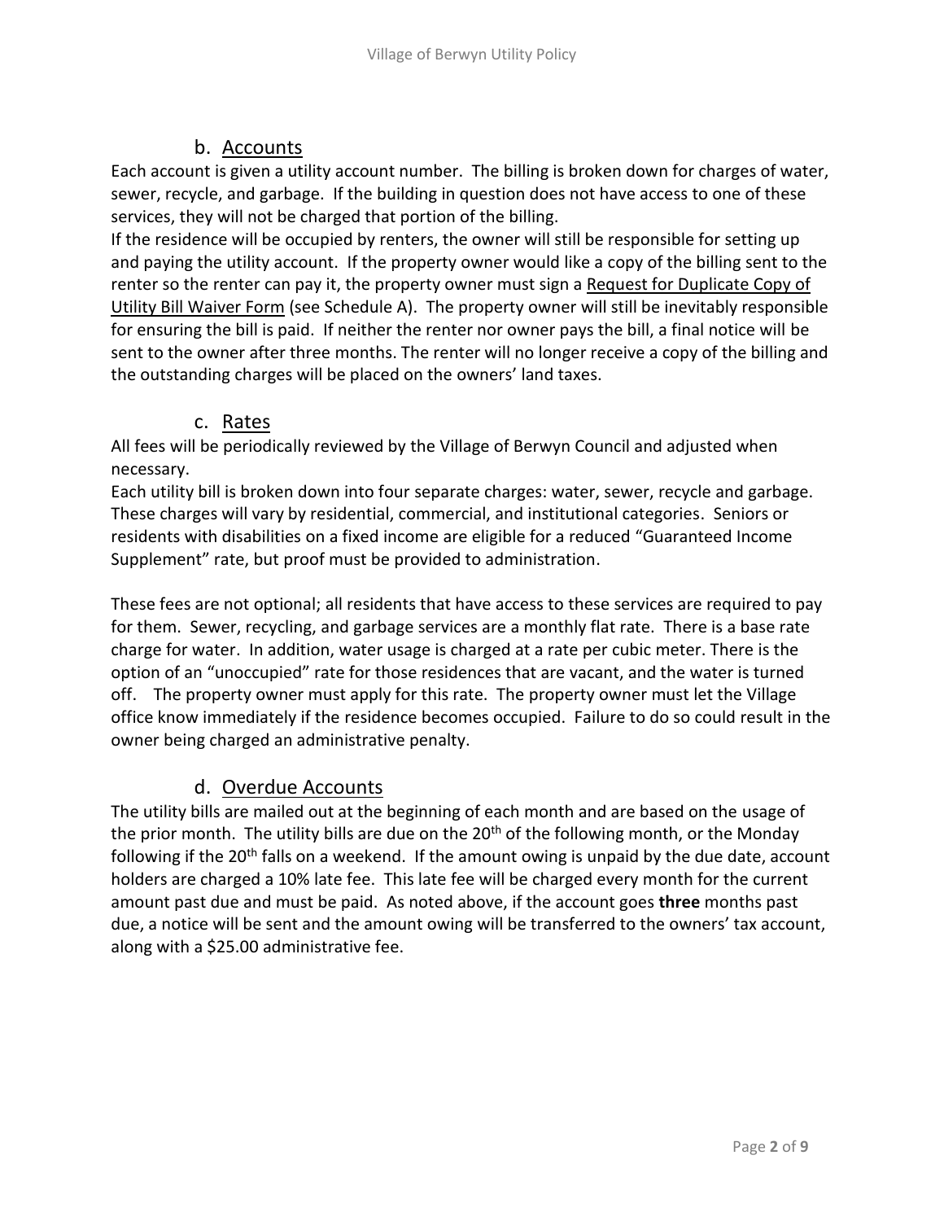### b. Accounts

Each account is given a utility account number. The billing is broken down for charges of water, sewer, recycle, and garbage. If the building in question does not have access to one of these services, they will not be charged that portion of the billing.

If the residence will be occupied by renters, the owner will still be responsible for setting up and paying the utility account. If the property owner would like a copy of the billing sent to the renter so the renter can pay it, the property owner must sign a Request for Duplicate Copy of Utility Bill Waiver Form (see Schedule A). The property owner will still be inevitably responsible for ensuring the bill is paid. If neither the renter nor owner pays the bill, a final notice will be sent to the owner after three months. The renter will no longer receive a copy of the billing and the outstanding charges will be placed on the owners' land taxes.

### c. Rates

All fees will be periodically reviewed by the Village of Berwyn Council and adjusted when necessary.

Each utility bill is broken down into four separate charges: water, sewer, recycle and garbage. These charges will vary by residential, commercial, and institutional categories. Seniors or residents with disabilities on a fixed income are eligible for a reduced "Guaranteed Income Supplement" rate, but proof must be provided to administration.

These fees are not optional; all residents that have access to these services are required to pay for them. Sewer, recycling, and garbage services are a monthly flat rate. There is a base rate charge for water. In addition, water usage is charged at a rate per cubic meter. There is the option of an "unoccupied" rate for those residences that are vacant, and the water is turned off. The property owner must apply for this rate. The property owner must let the Village office know immediately if the residence becomes occupied. Failure to do so could result in the owner being charged an administrative penalty.

### d. Overdue Accounts

The utility bills are mailed out at the beginning of each month and are based on the usage of the prior month. The utility bills are due on the 20th of the following month, or the Monday following if the 20th falls on a weekend. If the amount owing is unpaid by the due date, account holders are charged a 10% late fee. This late fee will be charged every month for the current amount past due and must be paid. As noted above, if the account goes **three** months past due, a notice will be sent and the amount owing will be transferred to the owners' tax account, along with a $25.00 administrative fee.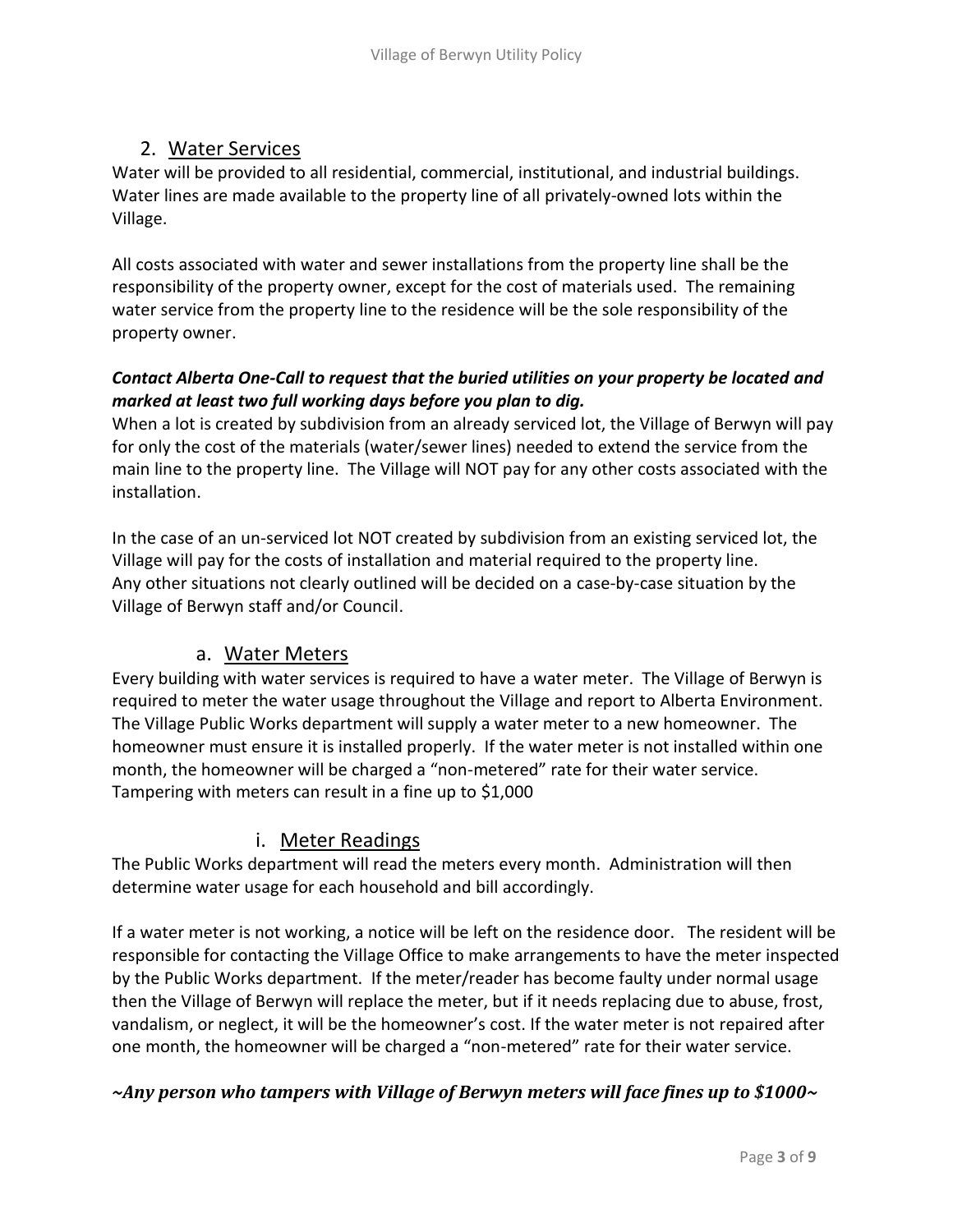## 2. Water Services

Water will be provided to all residential, commercial, institutional, and industrial buildings. Water lines are made available to the property line of all privately-owned lots within the Village.

All costs associated with water and sewer installations from the property line shall be the responsibility of the property owner, except for the cost of materials used. The remaining water service from the property line to the residence will be the sole responsibility of the property owner.

***Contact Alberta One-Call to request that the buried utilities on your property be located and marked at least two full working days before you plan to dig.***

When a lot is created by subdivision from an already serviced lot, the Village of Berwyn will pay for only the cost of the materials (water/sewer lines) needed to extend the service from the main line to the property line. The Village will NOT pay for any other costs associated with the installation.

In the case of an un-serviced lot NOT created by subdivision from an existing serviced lot, the Village will pay for the costs of installation and material required to the property line. Any other situations not clearly outlined will be decided on a case-by-case situation by the Village of Berwyn staff and/or Council.

### a. Water Meters

Every building with water services is required to have a water meter. The Village of Berwyn is required to meter the water usage throughout the Village and report to Alberta Environment. The Village Public Works department will supply a water meter to a new homeowner. The homeowner must ensure it is installed properly. If the water meter is not installed within one month, the homeowner will be charged a "non-metered" rate for their water service. Tampering with meters can result in a fine up to $1,000

#### i. Meter Readings

The Public Works department will read the meters every month. Administration will then determine water usage for each household and bill accordingly.

If a water meter is not working, a notice will be left on the residence door. The resident will be responsible for contacting the Village Office to make arrangements to have the meter inspected by the Public Works department. If the meter/reader has become faulty under normal usage then the Village of Berwyn will replace the meter, but if it needs replacing due to abuse, frost, vandalism, or neglect, it will be the homeowner's cost. If the water meter is not repaired after one month, the homeowner will be charged a "non-metered" rate for their water service.

***~Any person who tampers with Village of Berwyn meters will face fines up to $1000~***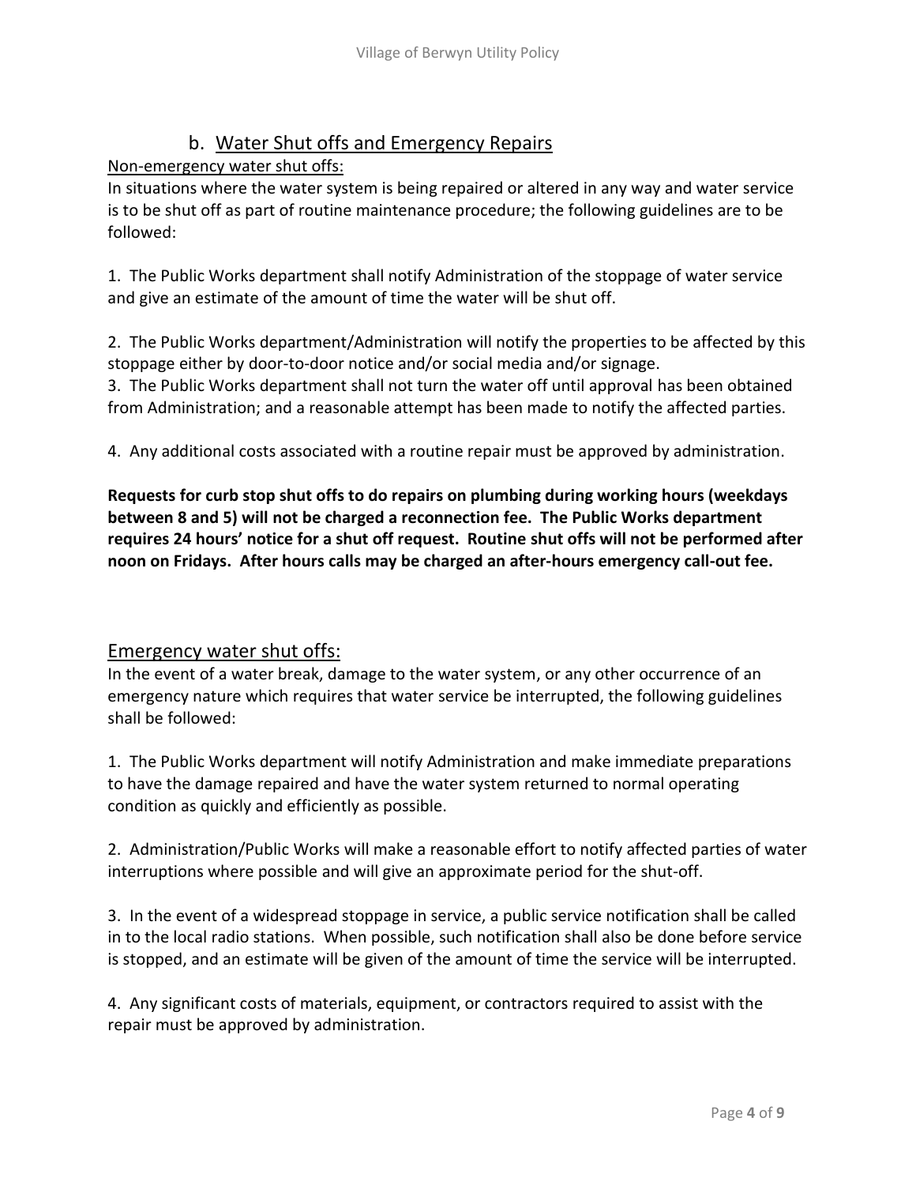## b. Water Shut offs and Emergency Repairs

Non-emergency water shut offs:

In situations where the water system is being repaired or altered in any way and water service is to be shut off as part of routine maintenance procedure; the following guidelines are to be followed:

1. The Public Works department shall notify Administration of the stoppage of water service and give an estimate of the amount of time the water will be shut off.

2. The Public Works department/Administration will notify the properties to be affected by this stoppage either by door-to-door notice and/or social media and/or signage.

3. The Public Works department shall not turn the water off until approval has been obtained from Administration; and a reasonable attempt has been made to notify the affected parties.

4. Any additional costs associated with a routine repair must be approved by administration.

**Requests for curb stop shut offs to do repairs on plumbing during working hours (weekdays between 8 and 5) will not be charged a reconnection fee. The Public Works department requires 24 hours' notice for a shut off request. Routine shut offs will not be performed after noon on Fridays. After hours calls may be charged an after-hours emergency call-out fee.**

### Emergency water shut offs:

In the event of a water break, damage to the water system, or any other occurrence of an emergency nature which requires that water service be interrupted, the following guidelines shall be followed:

1. The Public Works department will notify Administration and make immediate preparations to have the damage repaired and have the water system returned to normal operating condition as quickly and efficiently as possible.

2. Administration/Public Works will make a reasonable effort to notify affected parties of water interruptions where possible and will give an approximate period for the shut-off.

3. In the event of a widespread stoppage in service, a public service notification shall be called in to the local radio stations. When possible, such notification shall also be done before service is stopped, and an estimate will be given of the amount of time the service will be interrupted.

4. Any significant costs of materials, equipment, or contractors required to assist with the repair must be approved by administration.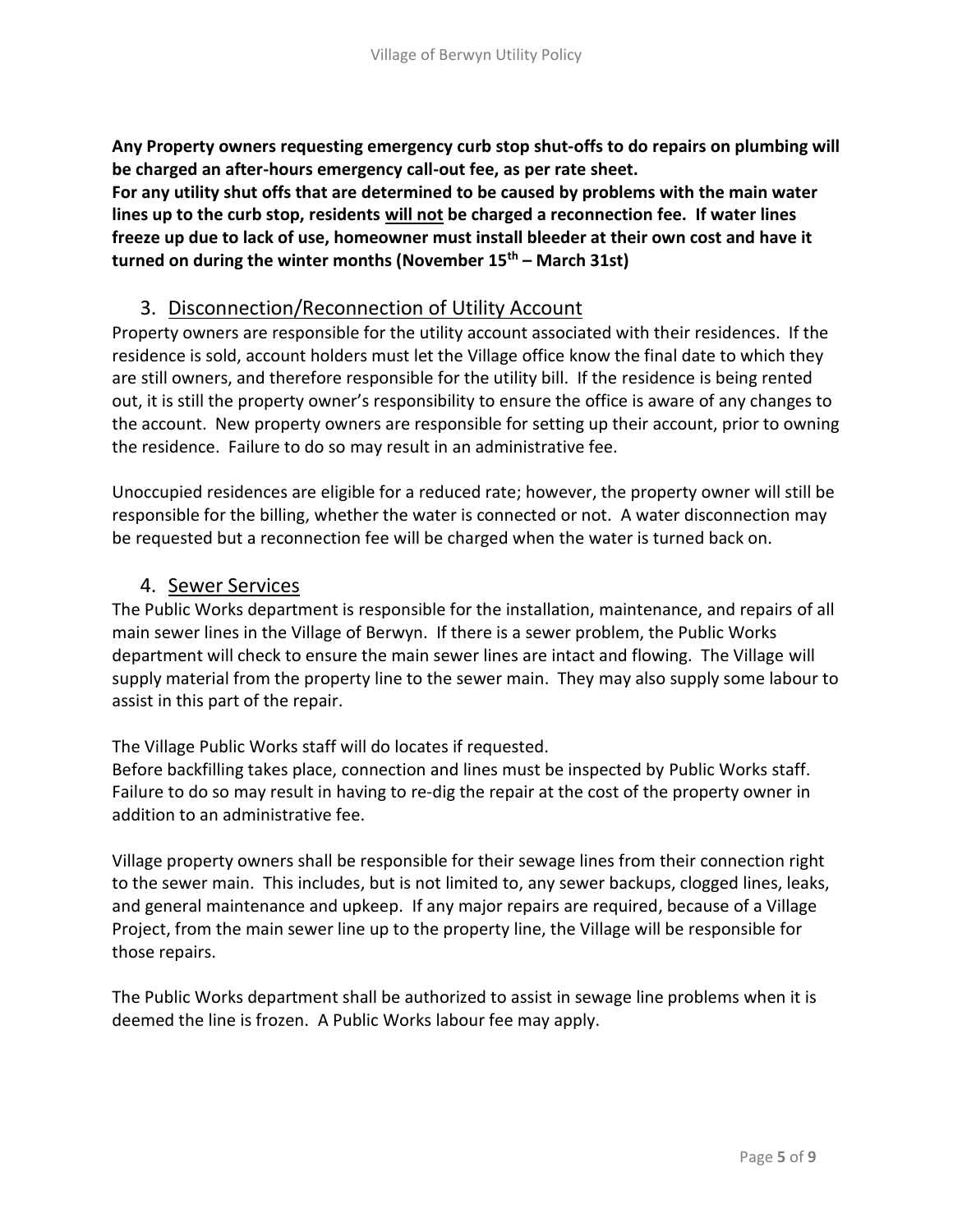**Any Property owners requesting emergency curb stop shut-offs to do repairs on plumbing will be charged an after-hours emergency call-out fee, as per rate sheet.**
**For any utility shut offs that are determined to be caused by problems with the main water lines up to the curb stop, residents <u>will not</u> be charged a reconnection fee. If water lines freeze up due to lack of use, homeowner must install bleeder at their own cost and have it turned on during the winter months (November 15th – March 31st)**

## 3. <u>Disconnection/Reconnection of Utility Account</u>

Property owners are responsible for the utility account associated with their residences. If the residence is sold, account holders must let the Village office know the final date to which they are still owners, and therefore responsible for the utility bill. If the residence is being rented out, it is still the property owner's responsibility to ensure the office is aware of any changes to the account. New property owners are responsible for setting up their account, prior to owning the residence. Failure to do so may result in an administrative fee.

Unoccupied residences are eligible for a reduced rate; however, the property owner will still be responsible for the billing, whether the water is connected or not. A water disconnection may be requested but a reconnection fee will be charged when the water is turned back on.

## 4. <u>Sewer Services</u>

The Public Works department is responsible for the installation, maintenance, and repairs of all main sewer lines in the Village of Berwyn. If there is a sewer problem, the Public Works department will check to ensure the main sewer lines are intact and flowing. The Village will supply material from the property line to the sewer main. They may also supply some labour to assist in this part of the repair.

The Village Public Works staff will do locates if requested.
Before backfilling takes place, connection and lines must be inspected by Public Works staff. Failure to do so may result in having to re-dig the repair at the cost of the property owner in addition to an administrative fee.

Village property owners shall be responsible for their sewage lines from their connection right to the sewer main. This includes, but is not limited to, any sewer backups, clogged lines, leaks, and general maintenance and upkeep. If any major repairs are required, because of a Village Project, from the main sewer line up to the property line, the Village will be responsible for those repairs.

The Public Works department shall be authorized to assist in sewage line problems when it is deemed the line is frozen. A Public Works labour fee may apply.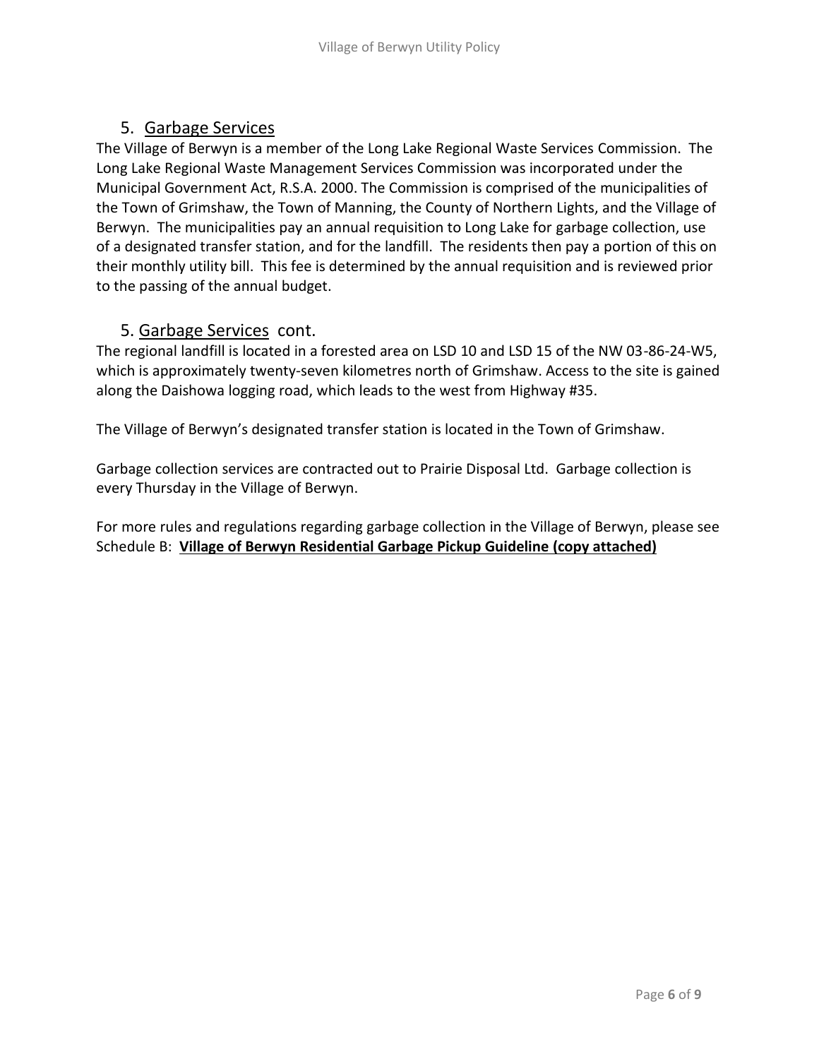## 5. Garbage Services

The Village of Berwyn is a member of the Long Lake Regional Waste Services Commission. The Long Lake Regional Waste Management Services Commission was incorporated under the Municipal Government Act, R.S.A. 2000. The Commission is comprised of the municipalities of the Town of Grimshaw, the Town of Manning, the County of Northern Lights, and the Village of Berwyn. The municipalities pay an annual requisition to Long Lake for garbage collection, use of a designated transfer station, and for the landfill. The residents then pay a portion of this on their monthly utility bill. This fee is determined by the annual requisition and is reviewed prior to the passing of the annual budget.

## 5. Garbage Services cont.

The regional landfill is located in a forested area on LSD 10 and LSD 15 of the NW 03-86-24-W5, which is approximately twenty-seven kilometres north of Grimshaw. Access to the site is gained along the Daishowa logging road, which leads to the west from Highway #35.

The Village of Berwyn's designated transfer station is located in the Town of Grimshaw.

Garbage collection services are contracted out to Prairie Disposal Ltd. Garbage collection is every Thursday in the Village of Berwyn.

For more rules and regulations regarding garbage collection in the Village of Berwyn, please see Schedule B: **Village of Berwyn Residential Garbage Pickup Guideline (copy attached)**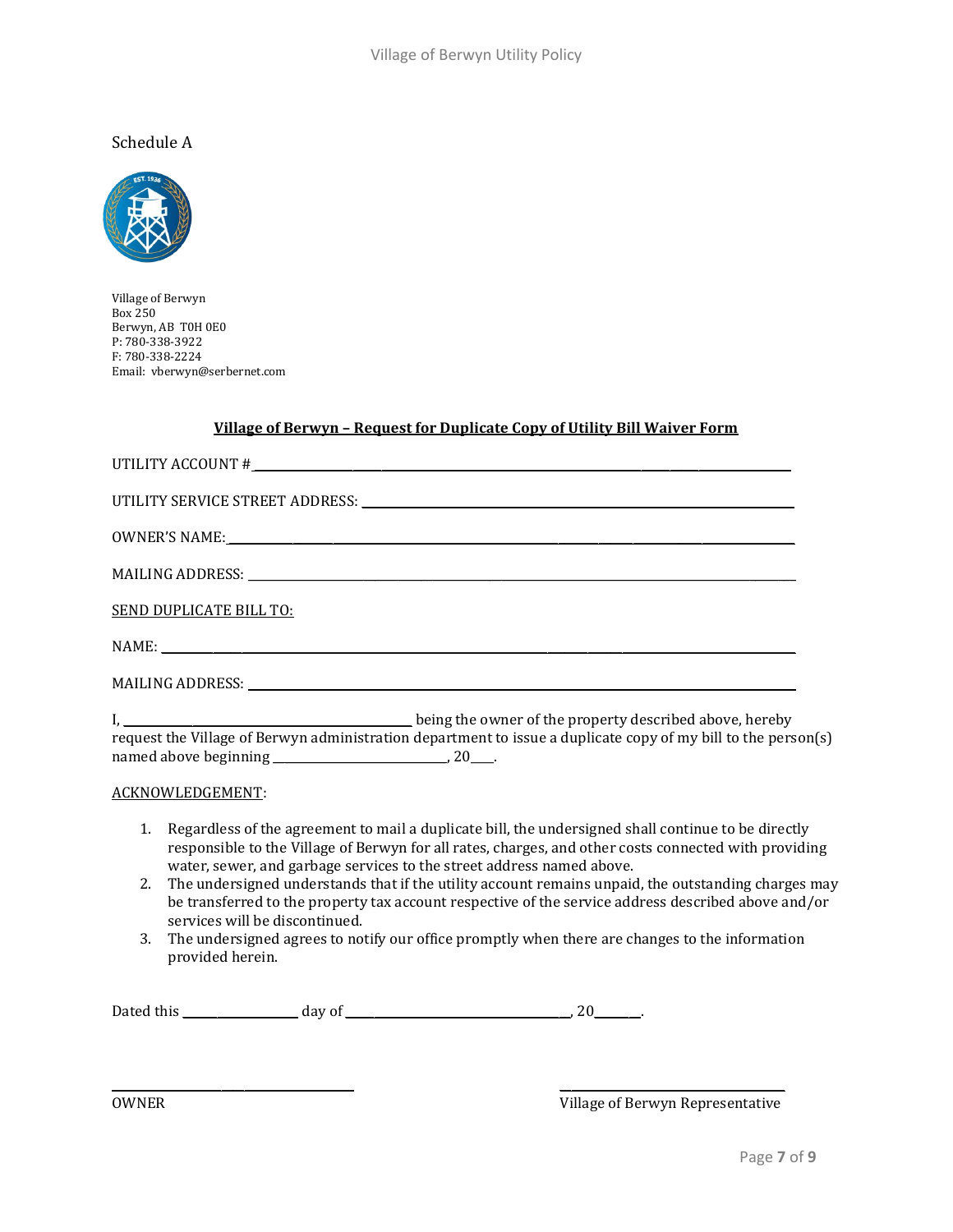Schedule A

Village of Berwyn
Box 250
Berwyn, AB T0H 0E0
P: 780-338-3922
F: 780-338-2224
Email: vberwyn@serbernet.com

**Village of Berwyn – Request for Duplicate Copy of Utility Bill Waiver Form**

UTILITY ACCOUNT # ______________________________________________

UTILITY SERVICE STREET ADDRESS: ______________________________________________

OWNER'S NAME: ______________________________________________

MAILING ADDRESS: ______________________________________________

SEND DUPLICATE BILL TO:

NAME: ______________________________________________

MAILING ADDRESS: ______________________________________________

I, ______________________ being the owner of the property described above, hereby request the Village of Berwyn administration department to issue a duplicate copy of my bill to the person(s) named above beginning ______________, 20___.

ACKNOWLEDGEMENT:

1. Regardless of the agreement to mail a duplicate bill, the undersigned shall continue to be directly responsible to the Village of Berwyn for all rates, charges, and other costs connected with providing water, sewer, and garbage services to the street address named above.
2. The undersigned understands that if the utility account remains unpaid, the outstanding charges may be transferred to the property tax account respective of the service address described above and/or services will be discontinued.
3. The undersigned agrees to notify our office promptly when there are changes to the information provided herein.

Dated this __________ day of ____________________, 20______.

______________________ ______________________
OWNER Village of Berwyn Representative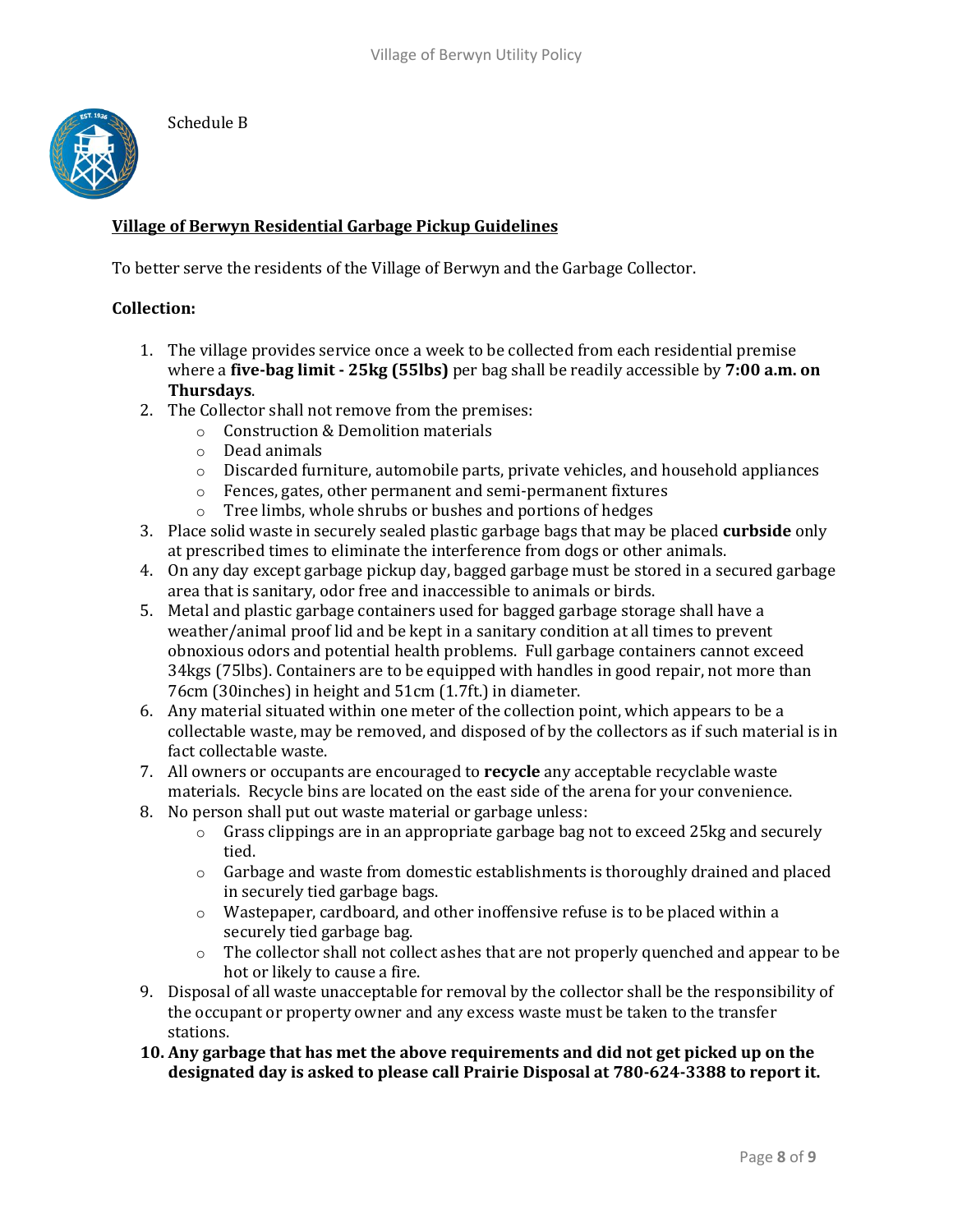Schedule B

## Village of Berwyn Residential Garbage Pickup Guidelines

To better serve the residents of the Village of Berwyn and the Garbage Collector.

**Collection:**

1. The village provides service once a week to be collected from each residential premise where a **five-bag limit - 25kg (55lbs)** per bag shall be readily accessible by **7:00 a.m. on Thursdays**.
2. The Collector shall not remove from the premises:
   - Construction & Demolition materials
   - Dead animals
   - Discarded furniture, automobile parts, private vehicles, and household appliances
   - Fences, gates, other permanent and semi-permanent fixtures
   - Tree limbs, whole shrubs or bushes and portions of hedges
3. Place solid waste in securely sealed plastic garbage bags that may be placed **curbside** only at prescribed times to eliminate the interference from dogs or other animals.
4. On any day except garbage pickup day, bagged garbage must be stored in a secured garbage area that is sanitary, odor free and inaccessible to animals or birds.
5. Metal and plastic garbage containers used for bagged garbage storage shall have a weather/animal proof lid and be kept in a sanitary condition at all times to prevent obnoxious odors and potential health problems. Full garbage containers cannot exceed 34kgs (75lbs). Containers are to be equipped with handles in good repair, not more than 76cm (30inches) in height and 51cm (1.7ft.) in diameter.
6. Any material situated within one meter of the collection point, which appears to be a collectable waste, may be removed, and disposed of by the collectors as if such material is in fact collectable waste.
7. All owners or occupants are encouraged to **recycle** any acceptable recyclable waste materials. Recycle bins are located on the east side of the arena for your convenience.
8. No person shall put out waste material or garbage unless:
   - Grass clippings are in an appropriate garbage bag not to exceed 25kg and securely tied.
   - Garbage and waste from domestic establishments is thoroughly drained and placed in securely tied garbage bags.
   - Wastepaper, cardboard, and other inoffensive refuse is to be placed within a securely tied garbage bag.
   - The collector shall not collect ashes that are not properly quenched and appear to be hot or likely to cause a fire.
9. Disposal of all waste unacceptable for removal by the collector shall be the responsibility of the occupant or property owner and any excess waste must be taken to the transfer stations.
10. **Any garbage that has met the above requirements and did not get picked up on the designated day is asked to please call Prairie Disposal at 780-624-3388 to report it.**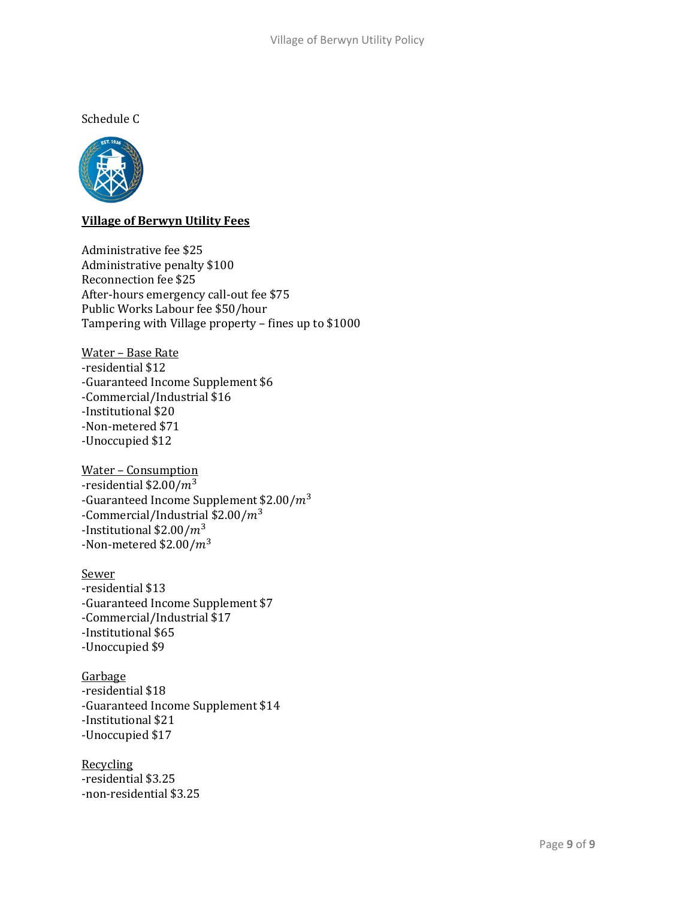Schedule C

**Village of Berwyn Utility Fees**

Administrative fee $25
Administrative penalty $100
Reconnection fee $25
After-hours emergency call-out fee $75
Public Works Labour fee $50/hour
Tampering with Village property – fines up to $1000

Water – Base Rate
-residential $12
-Guaranteed Income Supplement $6
-Commercial/Industrial $16
-Institutional $20
-Non-metered $71
-Unoccupied $12

Water – Consumption
-residential $2.00/$m^3$
-Guaranteed Income Supplement $2.00/$m^3$
-Commercial/Industrial $2.00/$m^3$
-Institutional $2.00/$m^3$
-Non-metered $2.00/$m^3$

Sewer
-residential $13
-Guaranteed Income Supplement $7
-Commercial/Industrial $17
-Institutional $65
-Unoccupied $9

Garbage
-residential $18
-Guaranteed Income Supplement $14
-Institutional $21
-Unoccupied $17

Recycling
-residential $3.25
-non-residential $3.25